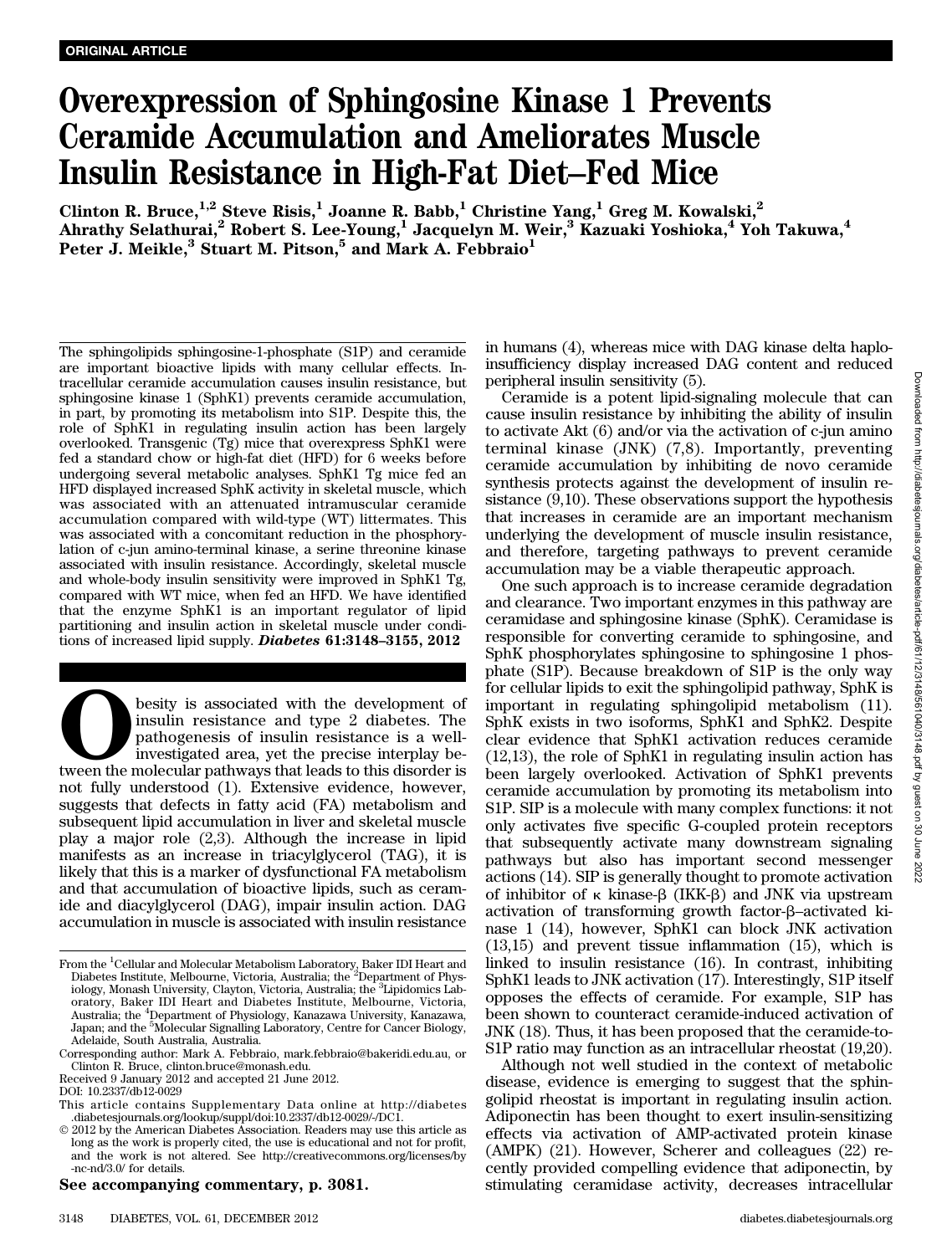ORIGINAL ARTICLE

# Overexpression of Sphingosine Kinase 1 Prevents Ceramide Accumulation and Ameliorates Muscle Insulin Resistance in High-Fat Diet–Fed Mice

Clinton R. Bruce,[1,2] Steve Risis,[1] Joanne R. Babb,[1] Christine Yang,[1] Greg M. Kowalski,[2] Ahrathy Selathurai,[2] Robert S. Lee-Young,[1] Jacquelyn M. Weir,[3] Kazuaki Yoshioka,[4] Yoh Takuwa,[4] Peter J. Meikle,[3] Stuart M. Pitson,[5] and Mark A. Febbraio[1]

The sphingolipids sphingosine-1-phosphate (S1P) and ceramide are important bioactive lipids with many cellular effects. Intracellular ceramide accumulation causes insulin resistance, but sphingosine kinase 1 (SphK1) prevents ceramide accumulation, in part, by promoting its metabolism into S1P. Despite this, the role of SphK1 in regulating insulin action has been largely overlooked. Transgenic (Tg) mice that overexpress SphK1 were fed a standard chow or high-fat diet (HFD) for 6 weeks before undergoing several metabolic analyses. SphK1 Tg mice fed an HFD displayed increased SphK activity in skeletal muscle, which was associated with an attenuated intramuscular ceramide accumulation compared with wild-type (WT) littermates. This was associated with a concomitant reduction in the phosphorylation of c-jun amino-terminal kinase, a serine threonine kinase associated with insulin resistance. Accordingly, skeletal muscle and whole-body insulin sensitivity were improved in SphK1 Tg, compared with WT mice, when fed an HFD. We have identified that the enzyme SphK1 is an important regulator of lipid partitioning and insulin action in skeletal muscle under conditions of increased lipid supply. *Diabetes* **61:3148–3155, 2012**

Obesity is associated with the development of insulin resistance and type 2 diabetes. The pathogenesis of insulin resistance is a well-investigated area, yet the precise interplay between the molecular pathways that leads to this disorder is not fully understood (1). Extensive evidence, however, suggests that defects in fatty acid (FA) metabolism and subsequent lipid accumulation in liver and skeletal muscle play a major role (2,3). Although the increase in lipid manifests as an increase in triacylglycerol (TAG), it is likely that this is a marker of dysfunctional FA metabolism and that accumulation of bioactive lipids, such as ceramide and diacylglycerol (DAG), impair insulin action. DAG accumulation in muscle is associated with insulin resistance in humans (4), whereas mice with DAG kinase delta haploinsufficiency display increased DAG content and reduced peripheral insulin sensitivity (5).

Ceramide is a potent lipid-signaling molecule that can cause insulin resistance by inhibiting the ability of insulin to activate Akt (6) and/or via the activation of c-jun amino terminal kinase (JNK) (7,8). Importantly, preventing ceramide accumulation by inhibiting de novo ceramide synthesis protects against the development of insulin resistance (9,10). These observations support the hypothesis that increases in ceramide are an important mechanism underlying the development of muscle insulin resistance, and therefore, targeting pathways to prevent ceramide accumulation may be a viable therapeutic approach.

One such approach is to increase ceramide degradation and clearance. Two important enzymes in this pathway are ceramidase and sphingosine kinase (SphK). Ceramidase is responsible for converting ceramide to sphingosine, and SphK phosphorylates sphingosine to sphingosine 1 phosphate (S1P). Because breakdown of S1P is the only way for cellular lipids to exit the sphingolipid pathway, SphK is important in regulating sphingolipid metabolism (11). SphK exists in two isoforms, SphK1 and SphK2. Despite clear evidence that SphK1 activation reduces ceramide (12,13), the role of SphK1 in regulating insulin action has been largely overlooked. Activation of SphK1 prevents ceramide accumulation by promoting its metabolism into S1P. SIP is a molecule with many complex functions: it not only activates five specific G-coupled protein receptors that subsequently activate many downstream signaling pathways but also has important second messenger actions (14). SIP is generally thought to promote activation of inhibitor of κ kinase-β (IKK-β) and JNK via upstream activation of transforming growth factor-β–activated kinase 1 (14), however, SphK1 can block JNK activation (13,15) and prevent tissue inflammation (15), which is linked to insulin resistance (16). In contrast, inhibiting SphK1 leads to JNK activation (17). Interestingly, S1P itself opposes the effects of ceramide. For example, S1P has been shown to counteract ceramide-induced activation of JNK (18). Thus, it has been proposed that the ceramide-to-S1P ratio may function as an intracellular rheostat (19,20).

Although not well studied in the context of metabolic disease, evidence is emerging to suggest that the sphingolipid rheostat is important in regulating insulin action. Adiponectin has been thought to exert insulin-sensitizing effects via activation of AMP-activated protein kinase (AMPK) (21). However, Scherer and colleagues (22) recently provided compelling evidence that adiponectin, by stimulating ceramidase activity, decreases intracellular

From the [1]Cellular and Molecular Metabolism Laboratory, Baker IDI Heart and Diabetes Institute, Melbourne, Victoria, Australia; the [2]Department of Physiology, Monash University, Clayton, Victoria, Australia; the [3]Lipidomics Laboratory, Baker IDI Heart and Diabetes Institute, Melbourne, Victoria, Australia; the [4]Department of Physiology, Kanazawa University, Kanazawa, Japan; and the [5]Molecular Signalling Laboratory, Centre for Cancer Biology, Adelaide, South Australia, Australia.

Corresponding author: Mark A. Febbraio, mark.febbraio@bakeridi.edu.au, or Clinton R. Bruce, clinton.bruce@monash.edu.

Received 9 January 2012 and accepted 21 June 2012.

DOI: 10.2337/db12-0029

This article contains Supplementary Data online at http://diabetes.diabetesjournals.org/lookup/suppl/doi:10.2337/db12-0029/-/DC1.

© 2012 by the American Diabetes Association. Readers may use this article as long as the work is properly cited, the use is educational and not for profit, and the work is not altered. See http://creativecommons.org/licenses/by-nc-nd/3.0/ for details.

**See accompanying commentary, p. 3081.**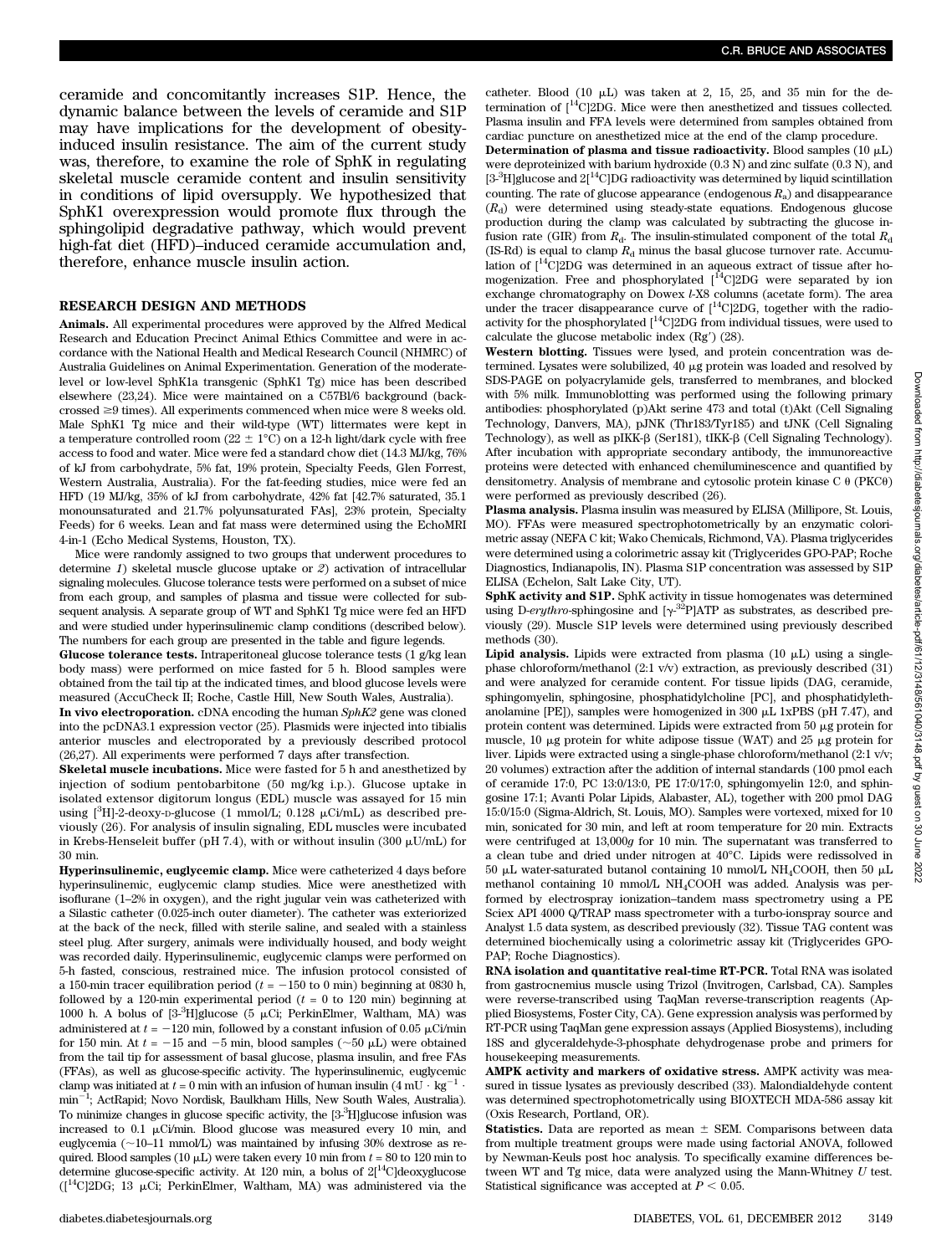ceramide and concomitantly increases S1P. Hence, the dynamic balance between the levels of ceramide and S1P may have implications for the development of obesity-induced insulin resistance. The aim of the current study was, therefore, to examine the role of SphK in regulating skeletal muscle ceramide content and insulin sensitivity in conditions of lipid oversupply. We hypothesized that SphK1 overexpression would promote flux through the sphingolipid degradative pathway, which would prevent high-fat diet (HFD)–induced ceramide accumulation and, therefore, enhance muscle insulin action.

## RESEARCH DESIGN AND METHODS

**Animals.** All experimental procedures were approved by the Alfred Medical Research and Education Precinct Animal Ethics Committee and were in accordance with the National Health and Medical Research Council (NHMRC) of Australia Guidelines on Animal Experimentation. Generation of the moderate-level or low-level SphK1a transgenic (SphK1 Tg) mice has been described elsewhere (23,24). Mice were maintained on a C57Bl/6 background (backcrossed ≥9 times). All experiments commenced when mice were 8 weeks old. Male SphK1 Tg mice and their wild-type (WT) littermates were kept in a temperature controlled room (22 ± 1°C) on a 12-h light/dark cycle with free access to food and water. Mice were fed a standard chow diet (14.3 MJ/kg, 76% of kJ from carbohydrate, 5% fat, 19% protein, Specialty Feeds, Glen Forrest, Western Australia, Australia). For the fat-feeding studies, mice were fed an HFD (19 MJ/kg, 35% of kJ from carbohydrate, 42% fat [42.7% saturated, 35.1 monounsaturated and 21.7% polyunsaturated FAs], 23% protein, Specialty Feeds) for 6 weeks. Lean and fat mass were determined using the EchoMRI 4-in-1 (Echo Medical Systems, Houston, TX).

Mice were randomly assigned to two groups that underwent procedures to determine *1*) skeletal muscle glucose uptake or *2*) activation of intracellular signaling molecules. Glucose tolerance tests were performed on a subset of mice from each group, and samples of plasma and tissue were collected for subsequent analysis. A separate group of WT and SphK1 Tg mice were fed an HFD and were studied under hyperinsulinemic clamp conditions (described below). The numbers for each group are presented in the table and figure legends.

**Glucose tolerance tests.** Intraperitoneal glucose tolerance tests (1 g/kg lean body mass) were performed on mice fasted for 5 h. Blood samples were obtained from the tail tip at the indicated times, and blood glucose levels were measured (AccuCheck II; Roche, Castle Hill, New South Wales, Australia).

**In vivo electroporation.** cDNA encoding the human *SphK2* gene was cloned into the pcDNA3.1 expression vector (25). Plasmids were injected into tibialis anterior muscles and electroporated by a previously described protocol (26,27). All experiments were performed 7 days after transfection.

**Skeletal muscle incubations.** Mice were fasted for 5 h and anesthetized by injection of sodium pentobarbitone (50 mg/kg i.p.). Glucose uptake in isolated extensor digitorum longus (EDL) muscle was assayed for 15 min using [$^{3}$H]-2-deoxy-D-glucose (1 mmol/L; 0.128 μCi/mL) as described previously (26). For analysis of insulin signaling, EDL muscles were incubated in Krebs-Henseleit buffer (pH 7.4), with or without insulin (300 μU/mL) for 30 min.

**Hyperinsulinemic, euglycemic clamp.** Mice were catheterized 4 days before hyperinsulinemic, euglycemic clamp studies. Mice were anesthetized with isoflurane (1–2% in oxygen), and the right jugular vein was catheterized with a Silastic catheter (0.025-inch outer diameter). The catheter was exteriorized at the back of the neck, filled with sterile saline, and sealed with a stainless steel plug. After surgery, animals were individually housed, and body weight was recorded daily. Hyperinsulinemic, euglycemic clamps were performed on 5-h fasted, conscious, restrained mice. The infusion protocol consisted of a 150-min tracer equilibration period ($t$ = −150 to 0 min) beginning at 0830 h, followed by a 120-min experimental period ($t$ = 0 to 120 min) beginning at 1000 h. A bolus of [3-$^{3}$H]glucose (5 μCi; PerkinElmer, Waltham, MA) was administered at $t$ = −120 min, followed by a constant infusion of 0.05 μCi/min for 150 min. At $t$ = −15 and −5 min, blood samples (~50 μL) were obtained from the tail tip for assessment of basal glucose, plasma insulin, and free FAs (FFAs), as well as glucose-specific activity. The hyperinsulinemic, euglycemic clamp was initiated at $t$ = 0 min with an infusion of human insulin (4 mU · kg$^{-1}$ · min$^{-1}$; ActRapid; Novo Nordisk, Baulkham Hills, New South Wales, Australia). To minimize changes in glucose specific activity, the [3-$^{3}$H]glucose infusion was increased to 0.1 μCi/min. Blood glucose was measured every 10 min, and euglycemia (~10–11 mmol/L) was maintained by infusing 30% dextrose as required. Blood samples (10 μL) were taken every 10 min from $t$ = 80 to 120 min to determine glucose-specific activity. At 120 min, a bolus of 2[$^{14}$C]deoxyglucose ([$^{14}$C]2DG; 13 μCi; PerkinElmer, Waltham, MA) was administered via the catheter. Blood (10 μL) was taken at 2, 15, 25, and 35 min for the determination of [$^{14}$C]2DG. Mice were then anesthetized and tissues collected. Plasma insulin and FFA levels were determined from samples obtained from cardiac puncture on anesthetized mice at the end of the clamp procedure.

**Determination of plasma and tissue radioactivity.** Blood samples (10 μL) were deproteinized with barium hydroxide (0.3 N) and zinc sulfate (0.3 N), and [3-$^{3}$H]glucose and 2[$^{14}$C]DG radioactivity was determined by liquid scintillation counting. The rate of glucose appearance (endogenous $R_a$) and disappearance ($R_d$) were determined using steady-state equations. Endogenous glucose production during the clamp was calculated by subtracting the glucose infusion rate (GIR) from $R_d$. The insulin-stimulated component of the total $R_d$ (IS-Rd) is equal to clamp $R_d$ minus the basal glucose turnover rate. Accumulation of [$^{14}$C]2DG was determined in an aqueous extract of tissue after homogenization. Free and phosphorylated [$^{14}$C]2DG were separated by ion exchange chromatography on Dowex *l*-X8 columns (acetate form). The area under the tracer disappearance curve of [$^{14}$C]2DG, together with the radioactivity for the phosphorylated [$^{14}$C]2DG from individual tissues, were used to calculate the glucose metabolic index (Rg′) (28).

**Western blotting.** Tissues were lysed, and protein concentration was determined. Lysates were solubilized, 40 μg protein was loaded and resolved by SDS-PAGE on polyacrylamide gels, transferred to membranes, and blocked with 5% milk. Immunoblotting was performed using the following primary antibodies: phosphorylated (p)Akt serine 473 and total (t)Akt (Cell Signaling Technology, Danvers, MA), pJNK (Thr183/Tyr185) and tJNK (Cell Signaling Technology), as well as pIKK-β (Ser181), tIKK-β (Cell Signaling Technology). After incubation with appropriate secondary antibody, the immunoreactive proteins were detected with enhanced chemiluminescence and quantified by densitometry. Analysis of membrane and cytosolic protein kinase C θ (PKCθ) were performed as previously described (26).

**Plasma analysis.** Plasma insulin was measured by ELISA (Millipore, St. Louis, MO). FFAs were measured spectrophotometrically by an enzymatic colorimetric assay (NEFA C kit; Wako Chemicals, Richmond, VA). Plasma triglycerides were determined using a colorimetric assay kit (Triglycerides GPO-PAP; Roche Diagnostics, Indianapolis, IN). Plasma S1P concentration was assessed by S1P ELISA (Echelon, Salt Lake City, UT).

**SphK activity and S1P.** SphK activity in tissue homogenates was determined using D-*erythro*-sphingosine and [γ-$^{32}$P]ATP as substrates, as described previously (29). Muscle S1P levels were determined using previously described methods (30).

**Lipid analysis.** Lipids were extracted from plasma (10 μL) using a single-phase chloroform/methanol (2:1 v/v) extraction, as previously described (31) and were analyzed for ceramide content. For tissue lipids (DAG, ceramide, sphingomyelin, sphingosine, phosphatidylcholine [PC], and phosphatidylethanolamine [PE]), samples were homogenized in 300 μL 1xPBS (pH 7.47), and protein content was determined. Lipids were extracted from 50 μg protein for muscle, 10 μg protein for white adipose tissue (WAT) and 25 μg protein for liver. Lipids were extracted using a single-phase chloroform/methanol (2:1 v/v; 20 volumes) extraction after the addition of internal standards (100 pmol each of ceramide 17:0, PC 13:0/13:0, PE 17:0/17:0, sphingomyelin 12:0, and sphingosine 17:1; Avanti Polar Lipids, Alabaster, AL), together with 200 pmol DAG 15:0/15:0 (Sigma-Aldrich, St. Louis, MO). Samples were vortexed, mixed for 10 min, sonicated for 30 min, and left at room temperature for 20 min. Extracts were centrifuged at 13,000$g$ for 10 min. The supernatant was transferred to a clean tube and dried under nitrogen at 40°C. Lipids were redissolved in 50 μL water-saturated butanol containing 10 mmol/L $NH_4COOH$, then 50 μL methanol containing 10 mmol/L $NH_4COOH$ was added. Analysis was performed by electrospray ionization–tandem mass spectrometry using a PE Sciex API 4000 Q/TRAP mass spectrometer with a turbo-ionspray source and Analyst 1.5 data system, as described previously (32). Tissue TAG content was determined biochemically using a colorimetric assay kit (Triglycerides GPO-PAP; Roche Diagnostics).

**RNA isolation and quantitative real-time RT-PCR.** Total RNA was isolated from gastrocnemius muscle using Trizol (Invitrogen, Carlsbad, CA). Samples were reverse-transcribed using TaqMan reverse-transcription reagents (Applied Biosystems, Foster City, CA). Gene expression analysis was performed by RT-PCR using TaqMan gene expression assays (Applied Biosystems), including 18S and glyceraldehyde-3-phosphate dehydrogenase probe and primers for housekeeping measurements.

**AMPK activity and markers of oxidative stress.** AMPK activity was measured in tissue lysates as previously described (33). Malondialdehyde content was determined spectrophotometrically using BIOXTECH MDA-586 assay kit (Oxis Research, Portland, OR).

**Statistics.** Data are reported as mean ± SEM. Comparisons between data from multiple treatment groups were made using factorial ANOVA, followed by Newman-Keuls post hoc analysis. To specifically examine differences between WT and Tg mice, data were analyzed using the Mann-Whitney $U$ test. Statistical significance was accepted at $P < 0.05$.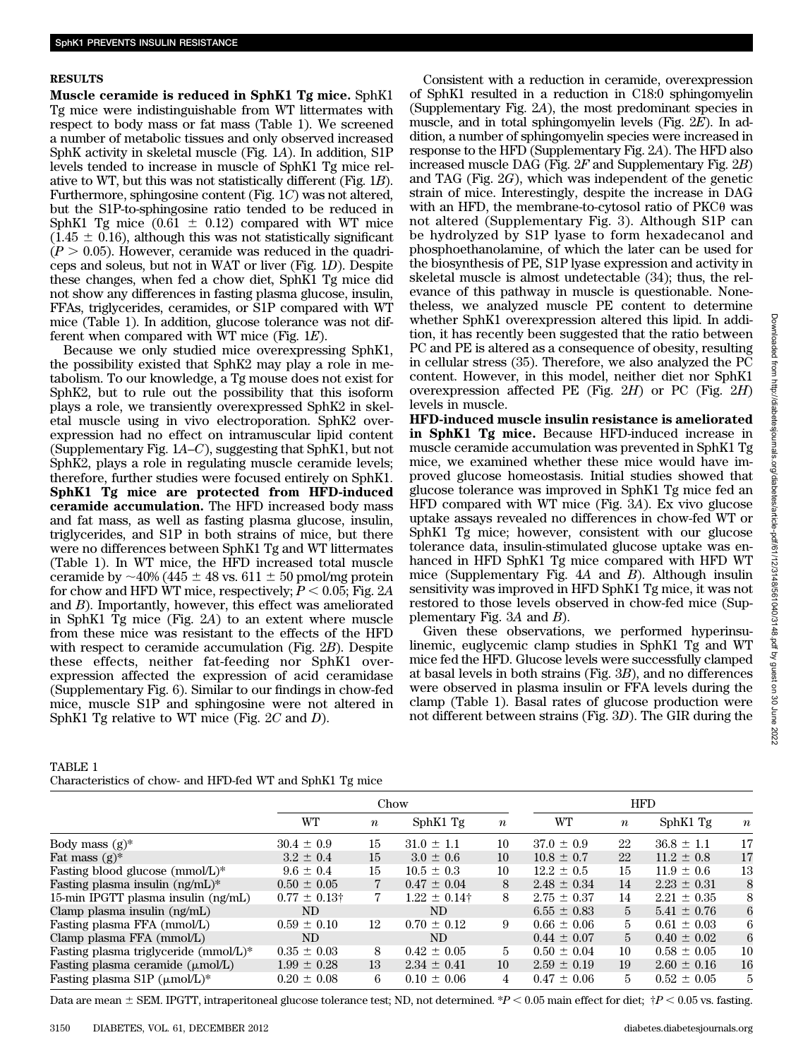## RESULTS

**Muscle ceramide is reduced in SphK1 Tg mice.** SphK1 Tg mice were indistinguishable from WT littermates with respect to body mass or fat mass (Table 1). We screened a number of metabolic tissues and only observed increased SphK activity in skeletal muscle (Fig. 1*A*). In addition, S1P levels tended to increase in muscle of SphK1 Tg mice relative to WT, but this was not statistically different (Fig. 1*B*). Furthermore, sphingosine content (Fig. 1*C*) was not altered, but the S1P-to-sphingosine ratio tended to be reduced in SphK1 Tg mice (0.61 ± 0.12) compared with WT mice (1.45 ± 0.16), although this was not statistically significant ($P > 0.05$). However, ceramide was reduced in the quadriceps and soleus, but not in WAT or liver (Fig. 1*D*). Despite these changes, when fed a chow diet, SphK1 Tg mice did not show any differences in fasting plasma glucose, insulin, FFAs, triglycerides, ceramides, or S1P compared with WT mice (Table 1). In addition, glucose tolerance was not different when compared with WT mice (Fig. 1*E*).

Because we only studied mice overexpressing SphK1, the possibility existed that SphK2 may play a role in metabolism. To our knowledge, a Tg mouse does not exist for SphK2, but to rule out the possibility that this isoform plays a role, we transiently overexpressed SphK2 in skeletal muscle using in vivo electroporation. SphK2 overexpression had no effect on intramuscular lipid content (Supplementary Fig. 1*A–C*), suggesting that SphK1, but not SphK2, plays a role in regulating muscle ceramide levels; therefore, further studies were focused entirely on SphK1.

**SphK1 Tg mice are protected from HFD-induced ceramide accumulation.** The HFD increased body mass and fat mass, as well as fasting plasma glucose, insulin, triglycerides, and S1P in both strains of mice, but there were no differences between SphK1 Tg and WT littermates (Table 1). In WT mice, the HFD increased total muscle ceramide by ~40% (445 ± 48 vs. 611 ± 50 pmol/mg protein for chow and HFD WT mice, respectively; $P < 0.05$; Fig. 2*A* and *B*). Importantly, however, this effect was ameliorated in SphK1 Tg mice (Fig. 2*A*) to an extent where muscle from these mice was resistant to the effects of the HFD with respect to ceramide accumulation (Fig. 2*B*). Despite these effects, neither fat-feeding nor SphK1 overexpression affected the expression of acid ceramidase (Supplementary Fig. 6). Similar to our findings in chow-fed mice, muscle S1P and sphingosine were not altered in SphK1 Tg relative to WT mice (Fig. 2*C* and *D*).

Consistent with a reduction in ceramide, overexpression of SphK1 resulted in a reduction in C18:0 sphingomyelin (Supplementary Fig. 2*A*), the most predominant species in muscle, and in total sphingomyelin levels (Fig. 2*E*). In addition, a number of sphingomyelin species were increased in response to the HFD (Supplementary Fig. 2*A*). The HFD also increased muscle DAG (Fig. 2*F* and Supplementary Fig. 2*B*) and TAG (Fig. 2*G*), which was independent of the genetic strain of mice. Interestingly, despite the increase in DAG with an HFD, the membrane-to-cytosol ratio of PKCθ was not altered (Supplementary Fig. 3). Although S1P can be hydrolyzed by S1P lyase to form hexadecanol and phosphoethanolamine, of which the later can be used for the biosynthesis of PE, S1P lyase expression and activity in skeletal muscle is almost undetectable (34); thus, the relevance of this pathway in muscle is questionable. Nonetheless, we analyzed muscle PE content to determine whether SphK1 overexpression altered this lipid. In addition, it has recently been suggested that the ratio between PC and PE is altered as a consequence of obesity, resulting in cellular stress (35). Therefore, we also analyzed the PC content. However, in this model, neither diet nor SphK1 overexpression affected PE (Fig. 2*H*) or PC (Fig. 2*H*) levels in muscle.

**HFD-induced muscle insulin resistance is ameliorated in SphK1 Tg mice.** Because HFD-induced increase in muscle ceramide accumulation was prevented in SphK1 Tg mice, we examined whether these mice would have improved glucose homeostasis. Initial studies showed that glucose tolerance was improved in SphK1 Tg mice fed an HFD compared with WT mice (Fig. 3*A*). Ex vivo glucose uptake assays revealed no differences in chow-fed WT or SphK1 Tg mice; however, consistent with our glucose tolerance data, insulin-stimulated glucose uptake was enhanced in HFD SphK1 Tg mice compared with HFD WT mice (Supplementary Fig. 4*A* and *B*). Although insulin sensitivity was improved in HFD SphK1 Tg mice, it was not restored to those levels observed in chow-fed mice (Supplementary Fig. 3*A* and *B*).

Given these observations, we performed hyperinsulinemic, euglycemic clamp studies in SphK1 Tg and WT mice fed the HFD. Glucose levels were successfully clamped at basal levels in both strains (Fig. 3*B*), and no differences were observed in plasma insulin or FFA levels during the clamp (Table 1). Basal rates of glucose production were not different between strains (Fig. 3*D*). The GIR during the

TABLE 1
Characteristics of chow- and HFD-fed WT and SphK1 Tg mice

| | Chow | | | | HFD | | | |
|---|---|---|---|---|---|---|---|---|
| | WT | *n* | SphK1 Tg | *n* | WT | *n* | SphK1 Tg | *n* |
| Body mass (g)* | 30.4 ± 0.9 | 15 | 31.0 ± 1.1 | 10 | 37.0 ± 0.9 | 22 | 36.8 ± 1.1 | 17 |
| Fat mass (g)* | 3.2 ± 0.4 | 15 | 3.0 ± 0.6 | 10 | 10.8 ± 0.7 | 22 | 11.2 ± 0.8 | 17 |
| Fasting blood glucose (mmol/L)* | 9.6 ± 0.4 | 15 | 10.5 ± 0.3 | 10 | 12.2 ± 0.5 | 15 | 11.9 ± 0.6 | 13 |
| Fasting plasma insulin (ng/mL)* | 0.50 ± 0.05 | 7 | 0.47 ± 0.04 | 8 | 2.48 ± 0.34 | 14 | 2.23 ± 0.31 | 8 |
| 15-min IPGTT plasma insulin (ng/mL) | 0.77 ± 0.13† | 7 | 1.22 ± 0.14† | 8 | 2.75 ± 0.37 | 14 | 2.21 ± 0.35 | 8 |
| Clamp plasma insulin (ng/mL) | ND | | ND | | 6.55 ± 0.83 | 5 | 5.41 ± 0.76 | 6 |
| Fasting plasma FFA (mmol/L) | 0.59 ± 0.10 | 12 | 0.70 ± 0.12 | 9 | 0.66 ± 0.06 | 5 | 0.61 ± 0.03 | 6 |
| Clamp plasma FFA (mmol/L) | ND | | ND | | 0.44 ± 0.07 | 5 | 0.40 ± 0.02 | 6 |
| Fasting plasma triglyceride (mmol/L)* | 0.35 ± 0.03 | 8 | 0.42 ± 0.05 | 5 | 0.50 ± 0.04 | 10 | 0.58 ± 0.05 | 10 |
| Fasting plasma ceramide (μmol/L) | 1.99 ± 0.28 | 13 | 2.34 ± 0.41 | 10 | 2.59 ± 0.19 | 19 | 2.60 ± 0.16 | 16 |
| Fasting plasma S1P (μmol/L)* | 0.20 ± 0.08 | 6 | 0.10 ± 0.06 | 4 | 0.47 ± 0.06 | 5 | 0.52 ± 0.05 | 5 |

Data are mean ± SEM. IPGTT, intraperitoneal glucose tolerance test; ND, not determined. *$P < 0.05$ main effect for diet; †$P < 0.05$ vs. fasting.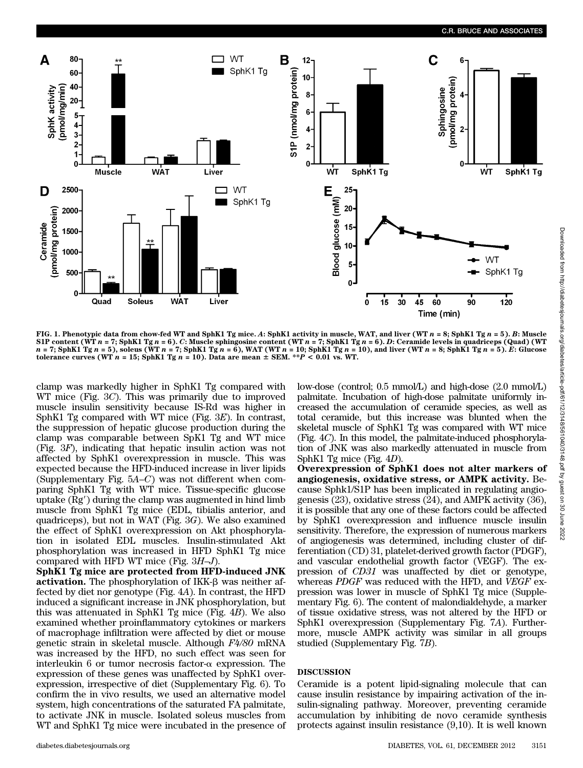A

80

60

40

20

5

4

3

2

1

0

SphK activity (pmol/mg/min)

**

Muscle WAT Liver

WT

SphK1 Tg

B

12

10

8

6

4

2

0

S1P (nmol/mg protein)

WT SphK1 Tg

C

6

4

2

0

Sphingosine (pmol/mg protein)

WT SphK1 Tg

D

2500

2000

1500

1000

500

0

Ceramide (pmol/mg protein)

**

**

Quad Soleus WAT Liver

WT

SphK1 Tg

E

25

20

15

10

5

0

Blood glucose (mM)

0 15 30 45 60 90 120

Time (min)

WT

SphK1 Tg

**FIG. 1. Phenotypic data from chow-fed WT and SphK1 Tg mice.** ***A*****: SphK1 activity in muscle, WAT, and liver (WT $n$ = 8; SphK1 Tg $n$ = 5).** ***B*****: Muscle S1P content (WT $n$ = 7; SphK1 Tg $n$ = 6).** ***C*****: Muscle sphingosine content (WT $n$ = 7; SphK1 Tg $n$ = 6).** ***D*****: Ceramide levels in quadriceps (Quad) (WT $n$ = 7; SphK1 Tg $n$ = 5), soleus (WT $n$ = 7; SphK1 Tg $n$ = 6), WAT (WT $n$ = 10; SphK1 Tg $n$ = 10), and liver (WT $n$ = 8; SphK1 Tg $n$ = 5).** ***E*****: Glucose tolerance curves (WT $n$ = 15; SphK1 Tg $n$ = 10). Data are mean ± SEM. \*\*$P$ < 0.01 vs. WT.**

clamp was markedly higher in SphK1 Tg compared with WT mice (Fig. 3*C*). This was primarily due to improved muscle insulin sensitivity because IS-Rd was higher in SphK1 Tg compared with WT mice (Fig. 3*E*). In contrast, the suppression of hepatic glucose production during the clamp was comparable between SpK1 Tg and WT mice (Fig. 3*F*), indicating that hepatic insulin action was not affected by SphK1 overexpression in muscle. This was expected because the HFD-induced increase in liver lipids (Supplementary Fig. 5*A*–*C*) was not different when comparing SphK1 Tg with WT mice. Tissue-specific glucose uptake (Rg′) during the clamp was augmented in hind limb muscle from SphK1 Tg mice (EDL, tibialis anterior, and quadriceps), but not in WAT (Fig. 3*G*). We also examined the effect of SphK1 overexpression on Akt phosphorylation in isolated EDL muscles. Insulin-stimulated Akt phosphorylation was increased in HFD SphK1 Tg mice compared with HFD WT mice (Fig. 3*H*–*J*).

**SphK1 Tg mice are protected from HFD-induced JNK activation.** The phosphorylation of IKK-β was neither affected by diet nor genotype (Fig. 4*A*). In contrast, the HFD induced a significant increase in JNK phosphorylation, but this was attenuated in SphK1 Tg mice (Fig. 4*B*). We also examined whether proinflammatory cytokines or markers of macrophage infiltration were affected by diet or mouse genetic strain in skeletal muscle. Although *F4/80* mRNA was increased by the HFD, no such effect was seen for interleukin 6 or tumor necrosis factor-α expression. The expression of these genes was unaffected by SphK1 overexpression, irrespective of diet (Supplementary Fig. 6). To confirm the in vivo results, we used an alternative model system, high concentrations of the saturated FA palmitate, to activate JNK in muscle. Isolated soleus muscles from WT and SphK1 Tg mice were incubated in the presence of low-dose (control; 0.5 mmol/L) and high-dose (2.0 mmol/L) palmitate. Incubation of high-dose palmitate uniformly increased the accumulation of ceramide species, as well as total ceramide, but this increase was blunted when the skeletal muscle of SphK1 Tg was compared with WT mice (Fig. 4*C*). In this model, the palmitate-induced phosphorylation of JNK was also markedly attenuated in muscle from SphK1 Tg mice (Fig. 4*D*).

**Overexpression of SphK1 does not alter markers of angiogenesis, oxidative stress, or AMPK activity.** Because Sphk1/S1P has been implicated in regulating angiogenesis (23), oxidative stress (24), and AMPK activity (36), it is possible that any one of these factors could be affected by SphK1 overexpression and influence muscle insulin sensitivity. Therefore, the expression of numerous markers of angiogenesis was determined, including cluster of differentiation (CD) 31, platelet-derived growth factor (PDGF), and vascular endothelial growth factor (VEGF). The expression of *CD31* was unaffected by diet or genotype, whereas *PDGF* was reduced with the HFD, and *VEGF* expression was lower in muscle of SphK1 Tg mice (Supplementary Fig. 6). The content of malondialdehyde, a marker of tissue oxidative stress, was not altered by the HFD or SphK1 overexpression (Supplementary Fig. 7*A*). Furthermore, muscle AMPK activity was similar in all groups studied (Supplementary Fig. 7*B*).

## DISCUSSION

Ceramide is a potent lipid-signaling molecule that can cause insulin resistance by impairing activation of the insulin-signaling pathway. Moreover, preventing ceramide accumulation by inhibiting de novo ceramide synthesis protects against insulin resistance (9,10). It is well known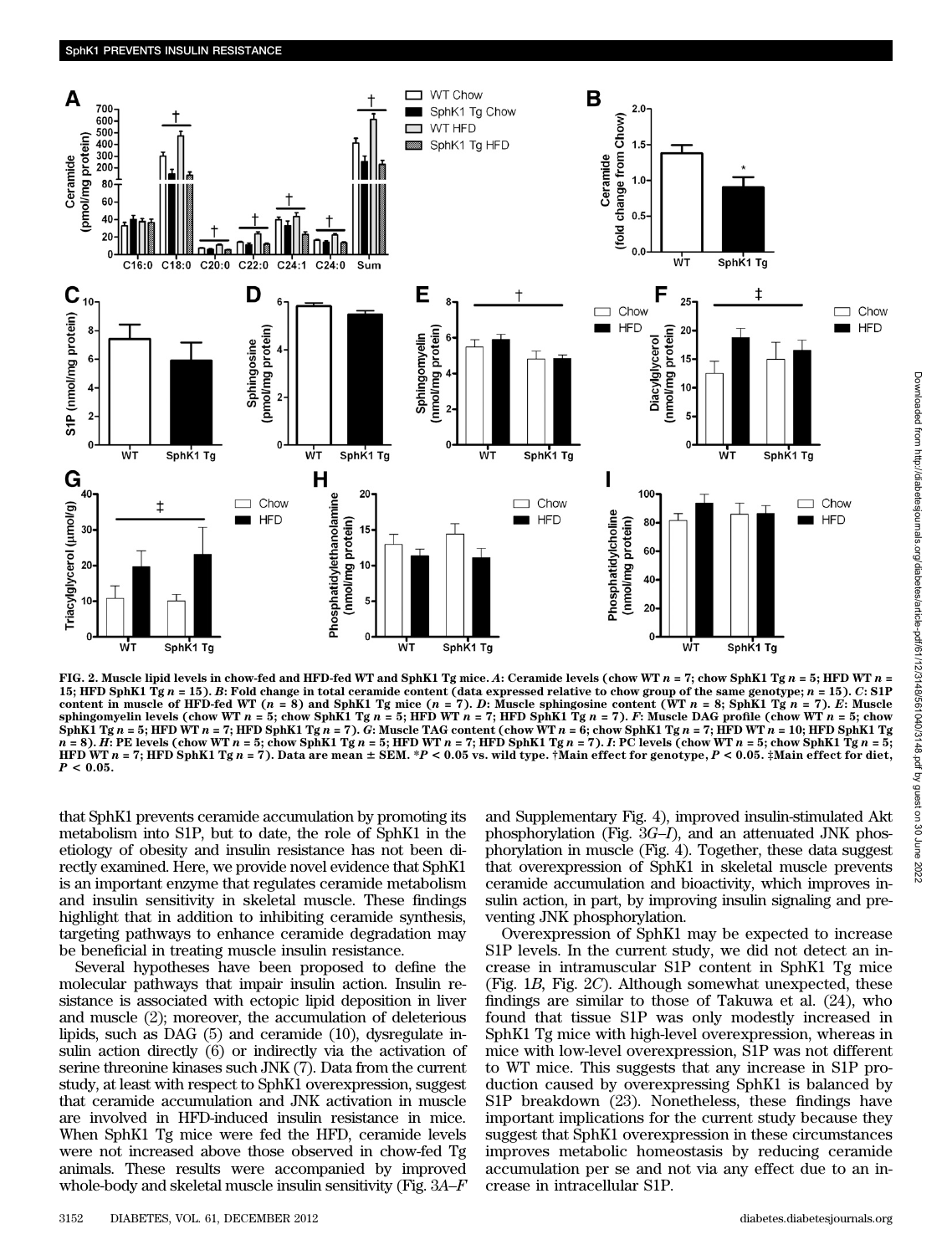A

Ceramide (pmol/mg protein)

700, 600, 500, 400, 300, 200, 100, 80, 60, 40, 20, 0

† † † † † †

C16:0 C18:0 C20:0 C22:0 C24:1 C24:0 Sum

WT Chow

SphK1 Tg Chow

WT HFD

SphK1 Tg HFD

B

Ceramide (fold change from Chow)

2.0, 1.5, 1.0, 0.5, 0.0

*

WT SphK1 Tg

C

S1P (nmol/mg protein)

10, 8, 6, 4, 2, 0

WT SphK1 Tg

D

Sphingosine (pmol/mg protein)

6, 4, 2, 0

WT SphK1 Tg

E

Sphingomyelin (nmol/mg protein)

8, 6, 4, 2, 0

†

WT SphK1 Tg

Chow

HFD

F

Diacylglycerol (nmol/mg protein)

25, 20, 15, 10, 5, 0

‡

WT SphK1 Tg

Chow

HFD

G

Triacylglycerol (μmol/g)

40, 30, 20, 10, 0

‡

WT SphK1 Tg

Chow

HFD

H

Phosphatidylethanolamine (nmol/mg protein)

20, 15, 10, 5, 0

WT SphK1 Tg

Chow

HFD

I

Phosphatidylcholine (nmol/mg protein)

100, 80, 60, 40, 20, 0

WT SphK1 Tg

Chow

HFD

**FIG. 2. Muscle lipid levels in chow-fed and HFD-fed WT and SphK1 Tg mice.** ***A*****: Ceramide levels (chow WT** ***n*** **= 7; chow SphK1 Tg** ***n*** **= 5; HFD WT** ***n*** **= 15; HFD SphK1 Tg** ***n*** **= 15).** ***B*****: Fold change in total ceramide content (data expressed relative to chow group of the same genotype;** ***n*** **= 15).** ***C*****: S1P content in muscle of HFD-fed WT (*****n*** **= 8) and SphK1 Tg mice (*****n*** **= 7).** ***D*****: Muscle sphingosine content (WT** ***n*** **= 8; SphK1 Tg** ***n*** **= 7).** ***E*****: Muscle sphingomyelin levels (chow WT** ***n*** **= 5; chow SphK1 Tg** ***n*** **= 5; HFD WT** ***n*** **= 7; HFD SphK1 Tg** ***n*** **= 7).** ***F*****: Muscle DAG profile (chow WT** ***n*** **= 5; chow SphK1 Tg** ***n*** **= 5; HFD WT** ***n*** **= 7; HFD SphK1 Tg** ***n*** **= 7).** ***G*****: Muscle TAG content (chow WT** ***n*** **= 6; chow SphK1 Tg** ***n*** **= 7; HFD WT** ***n*** **= 10; HFD SphK1 Tg** ***n*** **= 8).** ***H*****: PE levels (chow WT** ***n*** **= 5; chow SphK1 Tg** ***n*** **= 5; HFD WT** ***n*** **= 7; HFD SphK1 Tg** ***n*** **= 7).** ***I*****: PC levels (chow WT** ***n*** **= 5; chow SphK1 Tg** ***n*** **= 5; HFD WT** ***n*** **= 7; HFD SphK1 Tg** ***n*** **= 7). Data are mean ± SEM. \****P*** **< 0.05 vs. wild type. †Main effect for genotype,** ***P*** **< 0.05. ‡Main effect for diet,** ***P*** **< 0.05.**

that SphK1 prevents ceramide accumulation by promoting its metabolism into S1P, but to date, the role of SphK1 in the etiology of obesity and insulin resistance has not been directly examined. Here, we provide novel evidence that SphK1 is an important enzyme that regulates ceramide metabolism and insulin sensitivity in skeletal muscle. These findings highlight that in addition to inhibiting ceramide synthesis, targeting pathways to enhance ceramide degradation may be beneficial in treating muscle insulin resistance.

Several hypotheses have been proposed to define the molecular pathways that impair insulin action. Insulin resistance is associated with ectopic lipid deposition in liver and muscle (2); moreover, the accumulation of deleterious lipids, such as DAG (5) and ceramide (10), dysregulate insulin action directly (6) or indirectly via the activation of serine threonine kinases such JNK (7). Data from the current study, at least with respect to SphK1 overexpression, suggest that ceramide accumulation and JNK activation in muscle are involved in HFD-induced insulin resistance in mice. When SphK1 Tg mice were fed the HFD, ceramide levels were not increased above those observed in chow-fed Tg animals. These results were accompanied by improved whole-body and skeletal muscle insulin sensitivity (Fig. 3*A*–*F* and Supplementary Fig. 4), improved insulin-stimulated Akt phosphorylation (Fig. 3*G*–*I*), and an attenuated JNK phosphorylation in muscle (Fig. 4). Together, these data suggest that overexpression of SphK1 in skeletal muscle prevents ceramide accumulation and bioactivity, which improves insulin action, in part, by improving insulin signaling and preventing JNK phosphorylation.

Overexpression of SphK1 may be expected to increase S1P levels. In the current study, we did not detect an increase in intramuscular S1P content in SphK1 Tg mice (Fig. 1*B*, Fig. 2*C*). Although somewhat unexpected, these findings are similar to those of Takuwa et al. (24), who found that tissue S1P was only modestly increased in SphK1 Tg mice with high-level overexpression, whereas in mice with low-level overexpression, S1P was not different to WT mice. This suggests that any increase in S1P production caused by overexpressing SphK1 is balanced by S1P breakdown (23). Nonetheless, these findings have important implications for the current study because they suggest that SphK1 overexpression in these circumstances improves metabolic homeostasis by reducing ceramide accumulation per se and not via any effect due to an increase in intracellular S1P.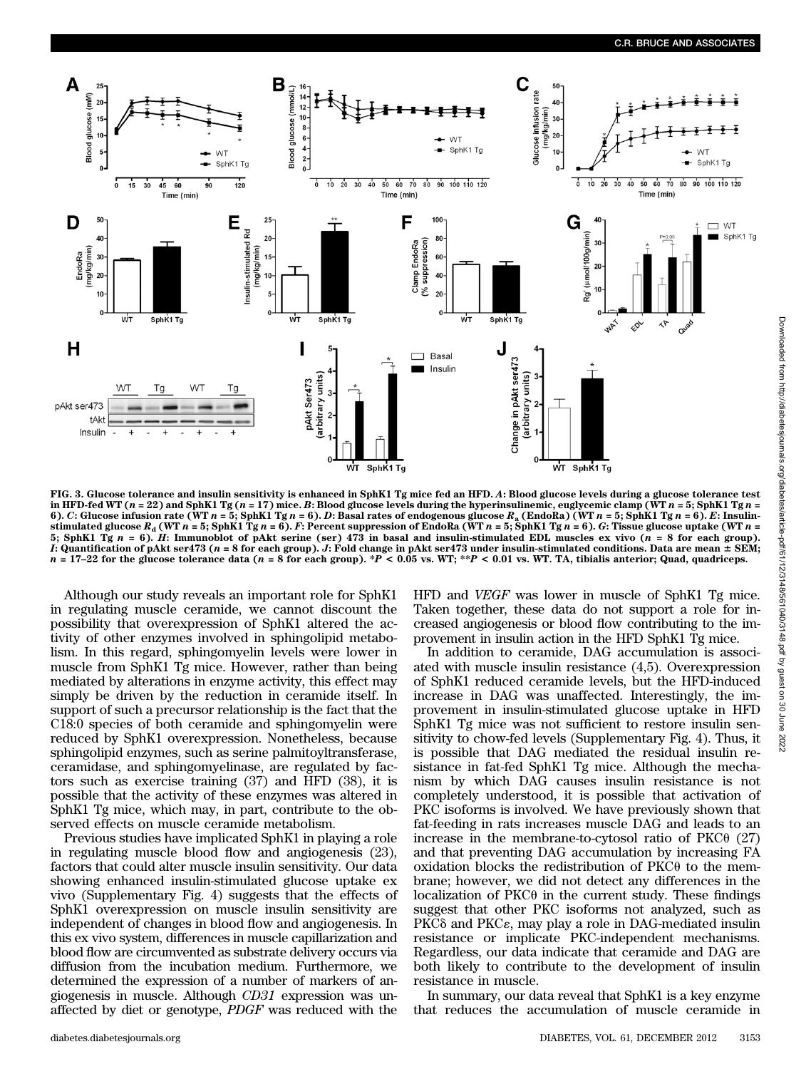A
Blood glucose (mM)
25
20
15
10
5
0
0 15 30 45 60 90 120
Time (min)
WT
SphK1 Tg

B
Blood glucose (mmol/L)
16
14
12
10
8
6
4
2
0
0 10 20 30 40 50 60 70 80 90 100 110 120
Time (min)
WT
SphK1 Tg

C
Glucose infusion rate (mg/kg/min)
50
40
30
20
10
0
0 10 20 30 40 50 60 70 80 90 100 110 120
Time (min)
WT
SphK1 Tg

D
EndoRa (mg/kg/min)
50
40
30
20
10
0
WT SphK1 Tg

E
Insulin-stimulated Rd (mg/kg/min)
25
20
15
10
5
0
WT SphK1 Tg

F
Clamp EndoRa (% suppression)
100
80
60
40
20
0
WT SphK1 Tg

G
Rg' (µmol/100g/min)
40
30
20
10
0
WAT EDL TA Quad
P=0.06
WT
SphK1 Tg

H
WT Tg WT Tg
pAkt ser473
tAkt
Insulin - + - + - + - +

I
pAkt Ser473 (arbitrary units)
5
4
3
2
1
0
WT SphK1 Tg
Basal
Insulin

J
Change in pAkt ser473 (arbitrary units)
4
3
2
1
0
WT SphK1 Tg

**FIG. 3. Glucose tolerance and insulin sensitivity is enhanced in SphK1 Tg mice fed an HFD.** *A*: Blood glucose levels during a glucose tolerance test in HFD-fed WT ($n$ = 22) and SphK1 Tg ($n$ = 17) mice. *B*: Blood glucose levels during the hyperinsulinemic, euglycemic clamp (WT $n$ = 5; SphK1 Tg $n$ = 6). *C*: Glucose infusion rate (WT $n$ = 5; SphK1 Tg $n$ = 6). *D*: Basal rates of endogenous glucose $R_a$ (EndoRa) (WT $n$ = 5; SphK1 Tg $n$ = 6). *E*: Insulin-stimulated glucose $R_d$ (WT $n$ = 5; SphK1 Tg $n$ = 6). *F*: Percent suppression of EndoRa (WT $n$ = 5; SphK1 Tg $n$ = 6). *G*: Tissue glucose uptake (WT $n$ = 5; SphK1 Tg $n$ = 6). *H*: Immunoblot of pAkt serine (ser) 473 in basal and insulin-stimulated EDL muscles ex vivo ($n$ = 8 for each group). *I*: Quantification of pAkt ser473 ($n$ = 8 for each group). *J*: Fold change in pAkt ser473 under insulin-stimulated conditions. Data are mean ± SEM; $n$ = 17–22 for the glucose tolerance data ($n$ = 8 for each group). \*$P$ < 0.05 vs. WT; \*\*$P$ < 0.01 vs. WT. TA, tibialis anterior; Quad, quadriceps.

Although our study reveals an important role for SphK1 in regulating muscle ceramide, we cannot discount the possibility that overexpression of SphK1 altered the activity of other enzymes involved in sphingolipid metabolism. In this regard, sphingomyelin levels were lower in muscle from SphK1 Tg mice. However, rather than being mediated by alterations in enzyme activity, this effect may simply be driven by the reduction in ceramide itself. In support of such a precursor relationship is the fact that the C18:0 species of both ceramide and sphingomyelin were reduced by SphK1 overexpression. Nonetheless, because sphingolipid enzymes, such as serine palmitoyltransferase, ceramidase, and sphingomyelinase, are regulated by factors such as exercise training (37) and HFD (38), it is possible that the activity of these enzymes was altered in SphK1 Tg mice, which may, in part, contribute to the observed effects on muscle ceramide metabolism.

Previous studies have implicated SphK1 in playing a role in regulating muscle blood flow and angiogenesis (23), factors that could alter muscle insulin sensitivity. Our data showing enhanced insulin-stimulated glucose uptake ex vivo (Supplementary Fig. 4) suggests that the effects of SphK1 overexpression on muscle insulin sensitivity are independent of changes in blood flow and angiogenesis. In this ex vivo system, differences in muscle capillarization and blood flow are circumvented as substrate delivery occurs via diffusion from the incubation medium. Furthermore, we determined the expression of a number of markers of angiogenesis in muscle. Although *CD31* expression was unaffected by diet or genotype, *PDGF* was reduced with the HFD and *VEGF* was lower in muscle of SphK1 Tg mice. Taken together, these data do not support a role for increased angiogenesis or blood flow contributing to the improvement in insulin action in the HFD SphK1 Tg mice.

In addition to ceramide, DAG accumulation is associated with muscle insulin resistance (4,5). Overexpression of SphK1 reduced ceramide levels, but the HFD-induced increase in DAG was unaffected. Interestingly, the improvement in insulin-stimulated glucose uptake in HFD SphK1 Tg mice was not sufficient to restore insulin sensitivity to chow-fed levels (Supplementary Fig. 4). Thus, it is possible that DAG mediated the residual insulin resistance in fat-fed SphK1 Tg mice. Although the mechanism by which DAG causes insulin resistance is not completely understood, it is possible that activation of PKC isoforms is involved. We have previously shown that fat-feeding in rats increases muscle DAG and leads to an increase in the membrane-to-cytosol ratio of PKCθ (27) and that preventing DAG accumulation by increasing FA oxidation blocks the redistribution of PKCθ to the membrane; however, we did not detect any differences in the localization of PKCθ in the current study. These findings suggest that other PKC isoforms not analyzed, such as PKCδ and PKCε, may play a role in DAG-mediated insulin resistance or implicate PKC-independent mechanisms. Regardless, our data indicate that ceramide and DAG are both likely to contribute to the development of insulin resistance in muscle.

In summary, our data reveal that SphK1 is a key enzyme that reduces the accumulation of muscle ceramide in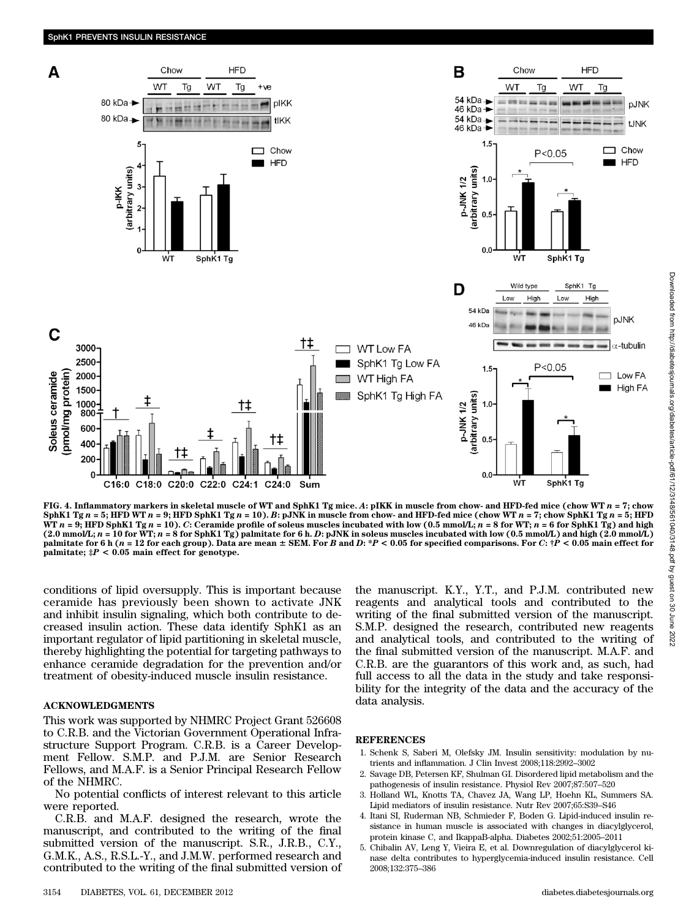A

Chow HFD

WT Tg WT Tg +ve

80 kDa pIKK

80 kDa tIKK

p-IKK (arbitrary units)

Chow

HFD

WT SphK1 Tg

B

Chow HFD

WT Tg WT Tg

54 kDa

46 kDa pJNK

54 kDa

46 kDa tJNK

p-JNK 1/2 (arbitrary units)

P<0.05

Chow

HFD

WT SphK1 Tg

C

Soleus ceramide (pmol/mg protein)

WT Low FA

SphK1 Tg Low FA

WT High FA

SphK1 Tg High FA

C16:0 C18:0 C20:0 C22:0 C24:1 C24:0 Sum

D

Wild type SphK1 Tg

Low High Low High

54 kDa

46 kDa pJNK

α-tubulin

p-JNK 1/2 (arbitrary units)

P<0.05

Low FA

High FA

WT SphK1 Tg

**FIG. 4. Inflammatory markers in skeletal muscle of WT and SphK1 Tg mice.** *A*: pIKK in muscle from chow- and HFD-fed mice (chow WT *n* = 7; chow SphK1 Tg *n* = 5; HFD WT *n* = 9; HFD SphK1 Tg *n* = 10). *B*: pJNK in muscle from chow- and HFD-fed mice (chow WT *n* = 7; chow SphK1 Tg *n* = 5; HFD WT *n* = 9; HFD SphK1 Tg *n* = 10). *C*: Ceramide profile of soleus muscles incubated with low (0.5 mmol/L; *n* = 8 for WT; *n* = 6 for SphK1 Tg) and high (2.0 mmol/L; *n* = 10 for WT; *n* = 8 for SphK1 Tg) palmitate for 6 h. *D*: pJNK in soleus muscles incubated with low (0.5 mmol/L) and high (2.0 mmol/L) palmitate for 6 h (*n* = 12 for each group). Data are mean ± SEM. For *B* and *D*: \**P* < 0.05 for specified comparisons. For *C*: †*P* < 0.05 main effect for palmitate; ‡*P* < 0.05 main effect for genotype.

conditions of lipid oversupply. This is important because ceramide has previously been shown to activate JNK and inhibit insulin signaling, which both contribute to decreased insulin action. These data identify SphK1 as an important regulator of lipid partitioning in skeletal muscle, thereby highlighting the potential for targeting pathways to enhance ceramide degradation for the prevention and/or treatment of obesity-induced muscle insulin resistance.

## ACKNOWLEDGMENTS

This work was supported by NHMRC Project Grant 526608 to C.R.B. and the Victorian Government Operational Infrastructure Support Program. C.R.B. is a Career Development Fellow. S.M.P. and P.J.M. are Senior Research Fellows, and M.A.F. is a Senior Principal Research Fellow of the NHMRC.

No potential conflicts of interest relevant to this article were reported.

C.R.B. and M.A.F. designed the research, wrote the manuscript, and contributed to the writing of the final submitted version of the manuscript. S.R., J.R.B., C.Y., G.M.K., A.S., R.S.L.-Y., and J.M.W. performed research and contributed to the writing of the final submitted version of the manuscript. K.Y., Y.T., and P.J.M. contributed new reagents and analytical tools and contributed to the writing of the final submitted version of the manuscript. S.M.P. designed the research, contributed new reagents and analytical tools, and contributed to the writing of the final submitted version of the manuscript. M.A.F. and C.R.B. are the guarantors of this work and, as such, had full access to all the data in the study and take responsibility for the integrity of the data and the accuracy of the data analysis.

## REFERENCES

1. Schenk S, Saberi M, Olefsky JM. Insulin sensitivity: modulation by nutrients and inflammation. J Clin Invest 2008;118:2992–3002
2. Savage DB, Petersen KF, Shulman GI. Disordered lipid metabolism and the pathogenesis of insulin resistance. Physiol Rev 2007;87:507–520
3. Holland WL, Knotts TA, Chavez JA, Wang LP, Hoehn KL, Summers SA. Lipid mediators of insulin resistance. Nutr Rev 2007;65:S39–S46
4. Itani SI, Ruderman NB, Schmieder F, Boden G. Lipid-induced insulin resistance in human muscle is associated with changes in diacylglycerol, protein kinase C, and IkappaB-alpha. Diabetes 2002;51:2005–2011
5. Chibalin AV, Leng Y, Vieira E, et al. Downregulation of diacylglycerol kinase delta contributes to hyperglycemia-induced insulin resistance. Cell 2008;132:375–386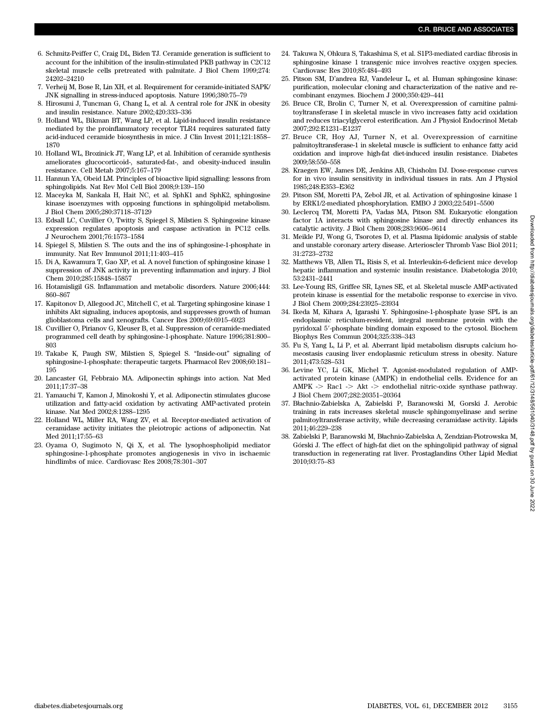6. Schmitz-Peiffer C, Craig DL, Biden TJ. Ceramide generation is sufficient to account for the inhibition of the insulin-stimulated PKB pathway in C2C12 skeletal muscle cells pretreated with palmitate. J Biol Chem 1999;274: 24202–24210
7. Verheij M, Bose R, Lin XH, et al. Requirement for ceramide-initiated SAPK/JNK signalling in stress-induced apoptosis. Nature 1996;380:75–79
8. Hirosumi J, Tuncman G, Chang L, et al. A central role for JNK in obesity and insulin resistance. Nature 2002;420:333–336
9. Holland WL, Bikman BT, Wang LP, et al. Lipid-induced insulin resistance mediated by the proinflammatory receptor TLR4 requires saturated fatty acid-induced ceramide biosynthesis in mice. J Clin Invest 2011;121:1858–1870
10. Holland WL, Brozinick JT, Wang LP, et al. Inhibition of ceramide synthesis ameliorates glucocorticoid-, saturated-fat-, and obesity-induced insulin resistance. Cell Metab 2007;5:167–179
11. Hannun YA, Obeid LM. Principles of bioactive lipid signalling: lessons from sphingolipids. Nat Rev Mol Cell Biol 2008;9:139–150
12. Maceyka M, Sankala H, Hait NC, et al. SphK1 and SphK2, sphingosine kinase isoenzymes with opposing functions in sphingolipid metabolism. J Biol Chem 2005;280:37118–37129
13. Edsall LC, Cuvillier O, Twitty S, Spiegel S, Milstien S. Sphingosine kinase expression regulates apoptosis and caspase activation in PC12 cells. J Neurochem 2001;76:1573–1584
14. Spiegel S, Milstien S. The outs and the ins of sphingosine-1-phosphate in immunity. Nat Rev Immunol 2011;11:403–415
15. Di A, Kawamura T, Gao XP, et al. A novel function of sphingosine kinase 1 suppression of JNK activity in preventing inflammation and injury. J Biol Chem 2010;285:15848–15857
16. Hotamisligil GS. Inflammation and metabolic disorders. Nature 2006;444: 860–867
17. Kapitonov D, Allegood JC, Mitchell C, et al. Targeting sphingosine kinase 1 inhibits Akt signaling, induces apoptosis, and suppresses growth of human glioblastoma cells and xenografts. Cancer Res 2009;69:6915–6923
18. Cuvillier O, Pirianov G, Kleuser B, et al. Suppression of ceramide-mediated programmed cell death by sphingosine-1-phosphate. Nature 1996;381:800–803
19. Takabe K, Paugh SW, Milstien S, Spiegel S. "Inside-out" signaling of sphingosine-1-phosphate: therapeutic targets. Pharmacol Rev 2008;60:181–195
20. Lancaster GI, Febbraio MA. Adiponectin sphings into action. Nat Med 2011;17:37–38
21. Yamauchi T, Kamon J, Minokoshi Y, et al. Adiponectin stimulates glucose utilization and fatty-acid oxidation by activating AMP-activated protein kinase. Nat Med 2002;8:1288–1295
22. Holland WL, Miller RA, Wang ZV, et al. Receptor-mediated activation of ceramidase activity initiates the pleiotropic actions of adiponectin. Nat Med 2011;17:55–63
23. Oyama O, Sugimoto N, Qi X, et al. The lysophospholipid mediator sphingosine-1-phosphate promotes angiogenesis in vivo in ischaemic hindlimbs of mice. Cardiovasc Res 2008;78:301–307
24. Takuwa N, Ohkura S, Takashima S, et al. S1P3-mediated cardiac fibrosis in sphingosine kinase 1 transgenic mice involves reactive oxygen species. Cardiovasc Res 2010;85:484–493
25. Pitson SM, D'andrea RJ, Vandeleur L, et al. Human sphingosine kinase: purification, molecular cloning and characterization of the native and recombinant enzymes. Biochem J 2000;350:429–441
26. Bruce CR, Brolin C, Turner N, et al. Overexpression of carnitine palmitoyltransferase I in skeletal muscle in vivo increases fatty acid oxidation and reduces triacylglycerol esterification. Am J Physiol Endocrinol Metab 2007;292:E1231–E1237
27. Bruce CR, Hoy AJ, Turner N, et al. Overexpression of carnitine palmitoyltransferase-1 in skeletal muscle is sufficient to enhance fatty acid oxidation and improve high-fat diet-induced insulin resistance. Diabetes 2009;58:550–558
28. Kraegen EW, James DE, Jenkins AB, Chisholm DJ. Dose-response curves for in vivo insulin sensitivity in individual tissues in rats. Am J Physiol 1985;248:E353–E362
29. Pitson SM, Moretti PA, Zebol JR, et al. Activation of sphingosine kinase 1 by ERK1/2-mediated phosphorylation. EMBO J 2003;22:5491–5500
30. Leclercq TM, Moretti PA, Vadas MA, Pitson SM. Eukaryotic elongation factor 1A interacts with sphingosine kinase and directly enhances its catalytic activity. J Biol Chem 2008;283:9606–9614
31. Meikle PJ, Wong G, Tsorotes D, et al. Plasma lipidomic analysis of stable and unstable coronary artery disease. Arterioscler Thromb Vasc Biol 2011; 31:2723–2732
32. Matthews VB, Allen TL, Risis S, et al. Interleukin-6-deficient mice develop hepatic inflammation and systemic insulin resistance. Diabetologia 2010; 53:2431–2441
33. Lee-Young RS, Griffee SR, Lynes SE, et al. Skeletal muscle AMP-activated protein kinase is essential for the metabolic response to exercise in vivo. J Biol Chem 2009;284:23925–23934
34. Ikeda M, Kihara A, Igarashi Y. Sphingosine-1-phosphate lyase SPL is an endoplasmic reticulum-resident, integral membrane protein with the pyridoxal 5′-phosphate binding domain exposed to the cytosol. Biochem Biophys Res Commun 2004;325:338–343
35. Fu S, Yang L, Li P, et al. Aberrant lipid metabolism disrupts calcium homeostasis causing liver endoplasmic reticulum stress in obesity. Nature 2011;473:528–531
36. Levine YC, Li GK, Michel T. Agonist-modulated regulation of AMP-activated protein kinase (AMPK) in endothelial cells. Evidence for an AMPK -> Rac1 -> Akt -> endothelial nitric-oxide synthase pathway. J Biol Chem 2007;282:20351–20364
37. Błachnio-Zabielska A, Zabielski P, Baranowski M, Gorski J. Aerobic training in rats increases skeletal muscle sphingomyelinase and serine palmitoyltransferase activity, while decreasing ceramidase activity. Lipids 2011;46:229–238
38. Zabielski P, Baranowski M, Błachnio-Zabielska A, Zendzian-Piotrowska M, Górski J. The effect of high-fat diet on the sphingolipid pathway of signal transduction in regenerating rat liver. Prostaglandins Other Lipid Mediat 2010;93:75–83